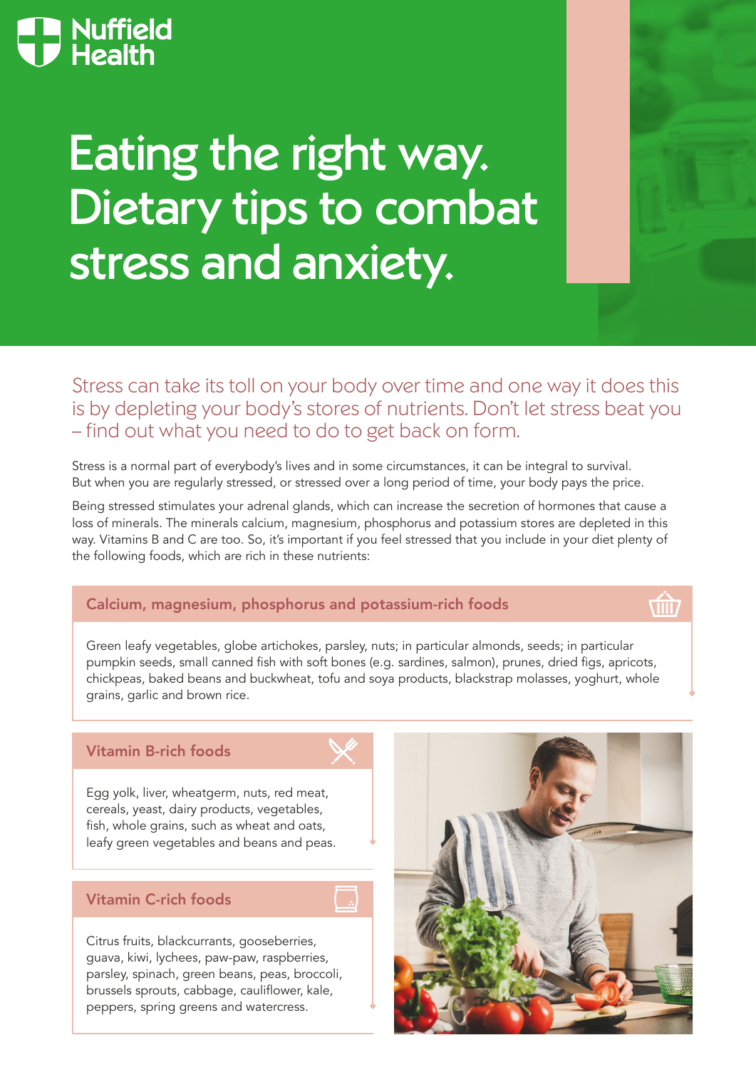Nuffield Health

# Eating the right way. Dietary tips to combat stress and anxiety.

Stress can take its toll on your body over time and one way it does this is by depleting your body's stores of nutrients. Don't let stress beat you – find out what you need to do to get back on form.

Stress is a normal part of everybody's lives and in some circumstances, it can be integral to survival. But when you are regularly stressed, or stressed over a long period of time, your body pays the price.

Being stressed stimulates your adrenal glands, which can increase the secretion of hormones that cause a loss of minerals. The minerals calcium, magnesium, phosphorus and potassium stores are depleted in this way. Vitamins B and C are too. So, it's important if you feel stressed that you include in your diet plenty of the following foods, which are rich in these nutrients:

### Calcium, magnesium, phosphorus and potassium-rich foods

Green leafy vegetables, globe artichokes, parsley, nuts; in particular almonds, seeds; in particular pumpkin seeds, small canned fish with soft bones (e.g. sardines, salmon), prunes, dried figs, apricots, chickpeas, baked beans and buckwheat, tofu and soya products, blackstrap molasses, yoghurt, whole grains, garlic and brown rice.

### Vitamin B-rich foods

Egg yolk, liver, wheatgerm, nuts, red meat, cereals, yeast, dairy products, vegetables, fish, whole grains, such as wheat and oats, leafy green vegetables and beans and peas.

### Vitamin C-rich foods

Citrus fruits, blackcurrants, gooseberries, guava, kiwi, lychees, paw-paw, raspberries, parsley, spinach, green beans, peas, broccoli, brussels sprouts, cabbage, cauliflower, kale, peppers, spring greens and watercress.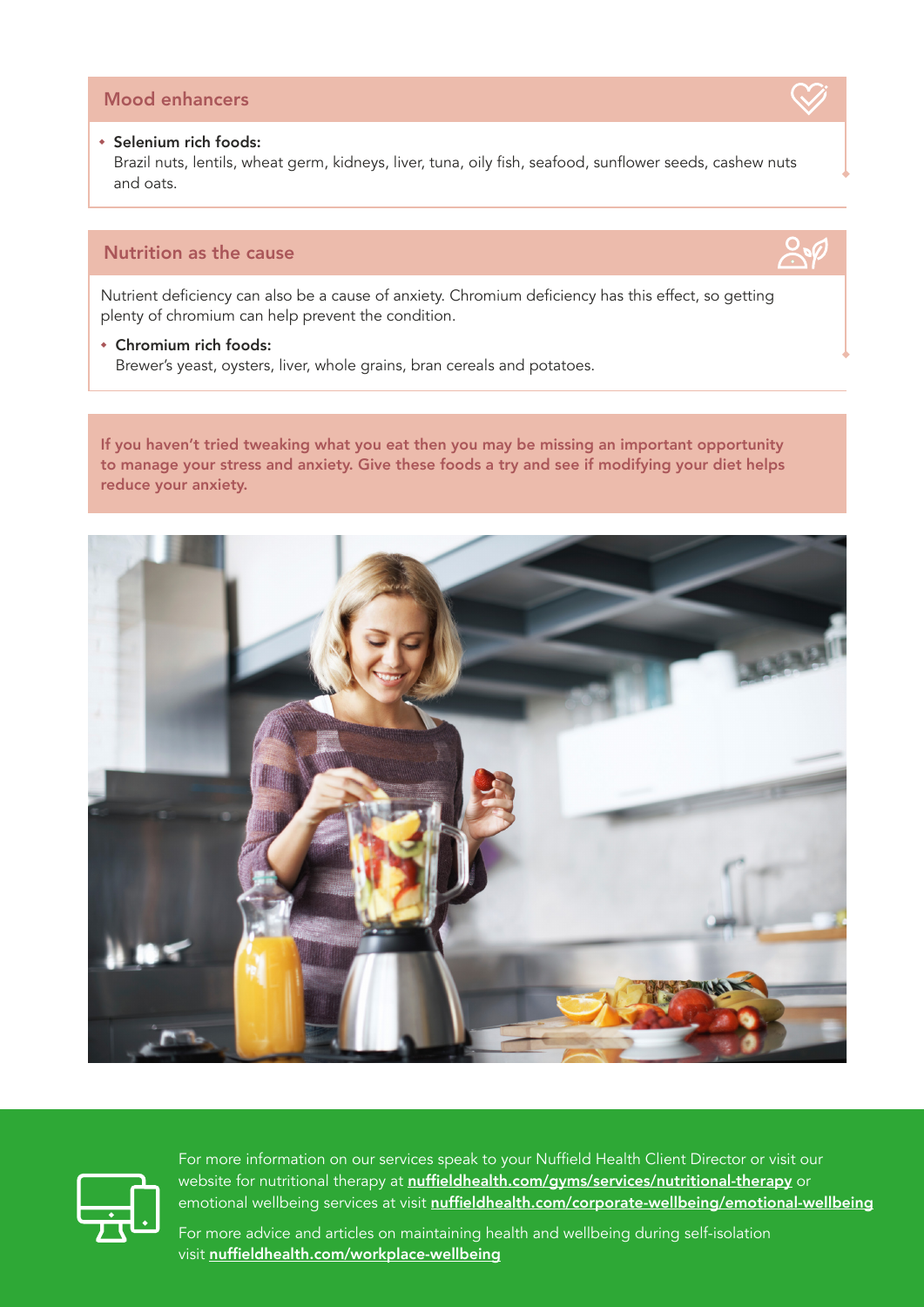## Mood enhancers

- **Selenium rich foods:**
  Brazil nuts, lentils, wheat germ, kidneys, liver, tuna, oily fish, seafood, sunflower seeds, cashew nuts and oats.

## Nutrition as the cause

Nutrient deficiency can also be a cause of anxiety. Chromium deficiency has this effect, so getting plenty of chromium can help prevent the condition.

- **Chromium rich foods:**
  Brewer's yeast, oysters, liver, whole grains, bran cereals and potatoes.

**If you haven't tried tweaking what you eat then you may be missing an important opportunity to manage your stress and anxiety. Give these foods a try and see if modifying your diet helps reduce your anxiety.**

For more information on our services speak to your Nuffield Health Client Director or visit our website for nutritional therapy at **nuffieldhealth.com/gyms/services/nutritional-therapy** or emotional wellbeing services at visit **nuffieldhealth.com/corporate-wellbeing/emotional-wellbeing**

For more advice and articles on maintaining health and wellbeing during self-isolation visit **nuffieldhealth.com/workplace-wellbeing**